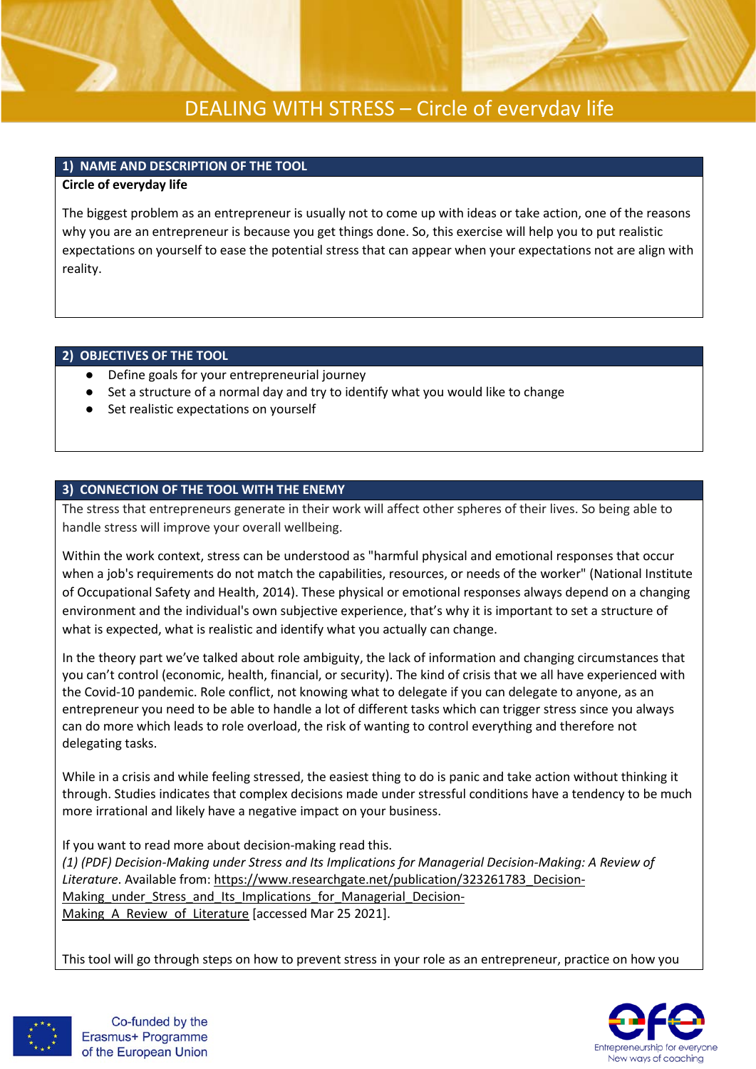# DEALING WITH STRESS – Circle of everyday life

## 1) NAME AND DESCRIPTION OF THE TOOL

**Circle of everyday life**

The biggest problem as an entrepreneur is usually not to come up with ideas or take action, one of the reasons why you are an entrepreneur is because you get things done. So, this exercise will help you to put realistic expectations on yourself to ease the potential stress that can appear when your expectations not are align with reality.

## 2) OBJECTIVES OF THE TOOL

- Define goals for your entrepreneurial journey
- Set a structure of a normal day and try to identify what you would like to change
- Set realistic expectations on yourself

## 3) CONNECTION OF THE TOOL WITH THE ENEMY

The stress that entrepreneurs generate in their work will affect other spheres of their lives. So being able to handle stress will improve your overall wellbeing.

Within the work context, stress can be understood as "harmful physical and emotional responses that occur when a job's requirements do not match the capabilities, resources, or needs of the worker" (National Institute of Occupational Safety and Health, 2014). These physical or emotional responses always depend on a changing environment and the individual's own subjective experience, that's why it is important to set a structure of what is expected, what is realistic and identify what you actually can change.

In the theory part we've talked about role ambiguity, the lack of information and changing circumstances that you can't control (economic, health, financial, or security). The kind of crisis that we all have experienced with the Covid-10 pandemic. Role conflict, not knowing what to delegate if you can delegate to anyone, as an entrepreneur you need to be able to handle a lot of different tasks which can trigger stress since you always can do more which leads to role overload, the risk of wanting to control everything and therefore not delegating tasks.

While in a crisis and while feeling stressed, the easiest thing to do is panic and take action without thinking it through. Studies indicates that complex decisions made under stressful conditions have a tendency to be much more irrational and likely have a negative impact on your business.

If you want to read more about decision-making read this.
*(1) (PDF) Decision-Making under Stress and Its Implications for Managerial Decision-Making: A Review of Literature*. Available from: https://www.researchgate.net/publication/323261783_Decision-Making_under_Stress_and_Its_Implications_for_Managerial_Decision-Making_A_Review_of_Literature [accessed Mar 25 2021].

This tool will go through steps on how to prevent stress in your role as an entrepreneur, practice on how you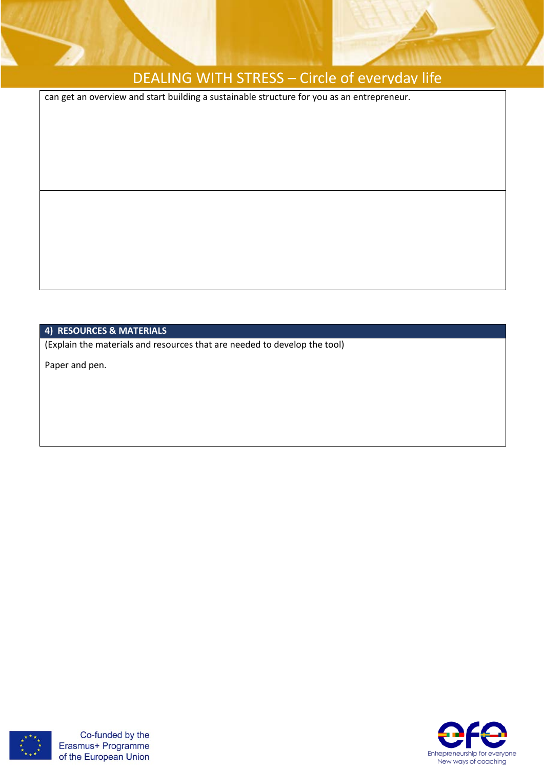can get an overview and start building a sustainable structure for you as an entrepreneur.

## 4) RESOURCES & MATERIALS

(Explain the materials and resources that are needed to develop the tool)

Paper and pen.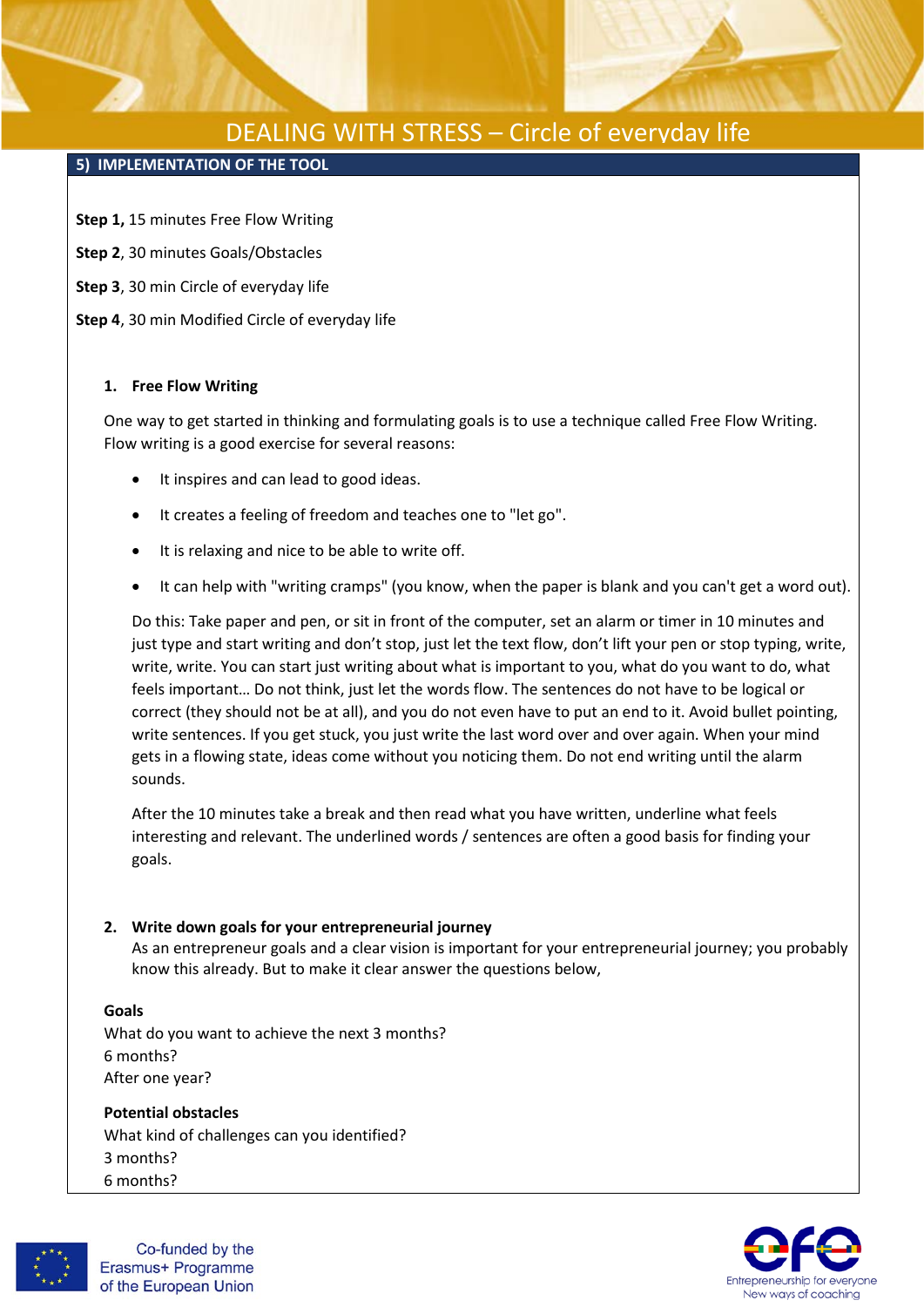# DEALING WITH STRESS – Circle of everyday life

## 5) IMPLEMENTATION OF THE TOOL

**Step 1,** 15 minutes Free Flow Writing

**Step 2**, 30 minutes Goals/Obstacles

**Step 3**, 30 min Circle of everyday life

**Step 4**, 30 min Modified Circle of everyday life

### 1. Free Flow Writing

One way to get started in thinking and formulating goals is to use a technique called Free Flow Writing. Flow writing is a good exercise for several reasons:

- It inspires and can lead to good ideas.
- It creates a feeling of freedom and teaches one to "let go".
- It is relaxing and nice to be able to write off.
- It can help with "writing cramps" (you know, when the paper is blank and you can't get a word out).

Do this: Take paper and pen, or sit in front of the computer, set an alarm or timer in 10 minutes and just type and start writing and don't stop, just let the text flow, don't lift your pen or stop typing, write, write, write. You can start just writing about what is important to you, what do you want to do, what feels important… Do not think, just let the words flow. The sentences do not have to be logical or correct (they should not be at all), and you do not even have to put an end to it. Avoid bullet pointing, write sentences. If you get stuck, you just write the last word over and over again. When your mind gets in a flowing state, ideas come without you noticing them. Do not end writing until the alarm sounds.

After the 10 minutes take a break and then read what you have written, underline what feels interesting and relevant. The underlined words / sentences are often a good basis for finding your goals.

### 2. Write down goals for your entrepreneurial journey

As an entrepreneur goals and a clear vision is important for your entrepreneurial journey; you probably know this already. But to make it clear answer the questions below,

**Goals**
What do you want to achieve the next 3 months?
6 months?
After one year?

**Potential obstacles**
What kind of challenges can you identified?
3 months?
6 months?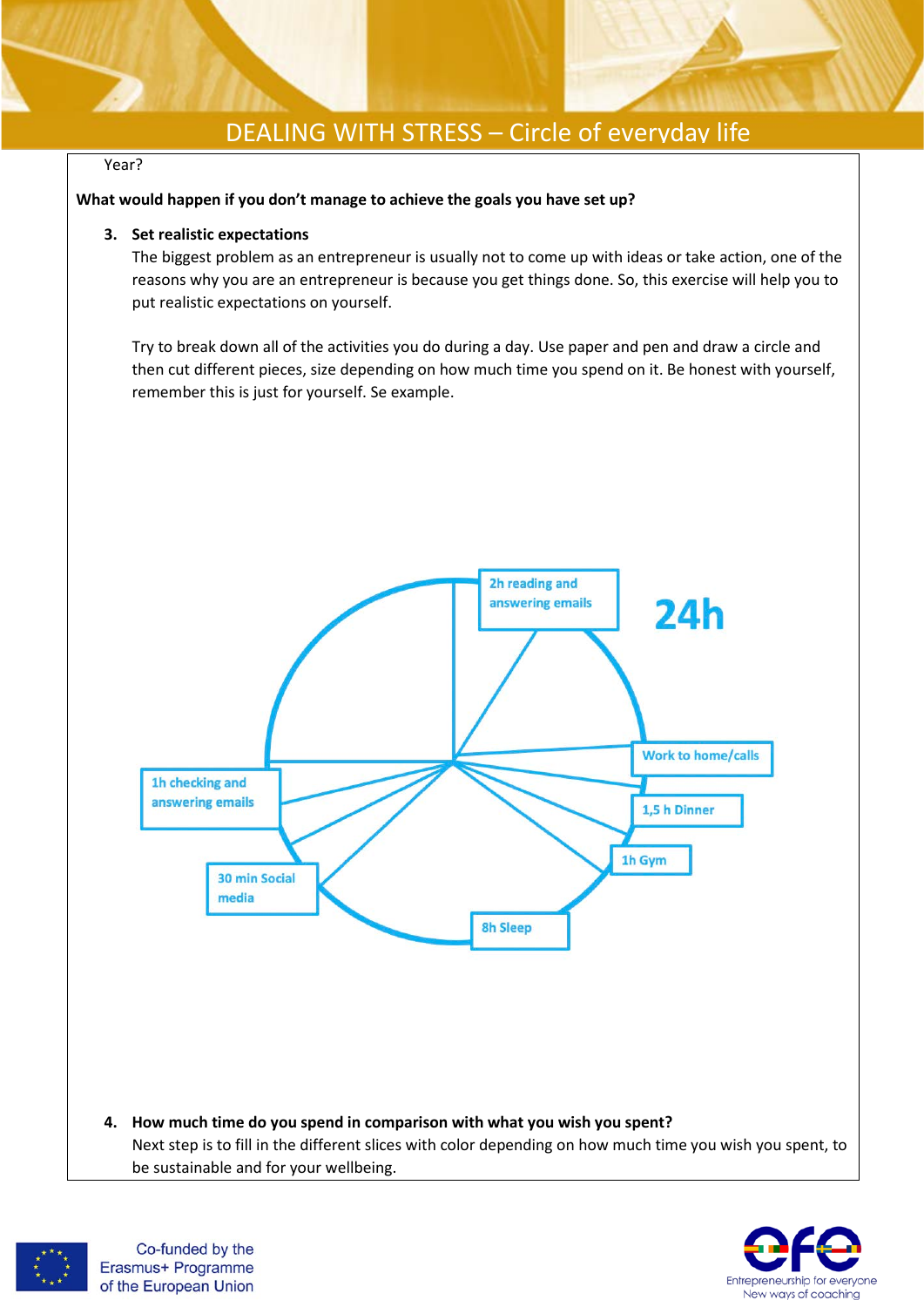Year?

**What would happen if you don't manage to achieve the goals you have set up?**

3. **Set realistic expectations**

   The biggest problem as an entrepreneur is usually not to come up with ideas or take action, one of the reasons why you are an entrepreneur is because you get things done. So, this exercise will help you to put realistic expectations on yourself.

   Try to break down all of the activities you do during a day. Use paper and pen and draw a circle and then cut different pieces, size depending on how much time you spend on it. Be honest with yourself, remember this is just for yourself. Se example.

24h

- 2h reading and answering emails
- Work to home/calls
- 1,5 h Dinner
- 1h Gym
- 8h Sleep
- 30 min Social media
- 1h checking and answering emails

4. **How much time do you spend in comparison with what you wish you spent?**

   Next step is to fill in the different slices with color depending on how much time you wish you spent, to be sustainable and for your wellbeing.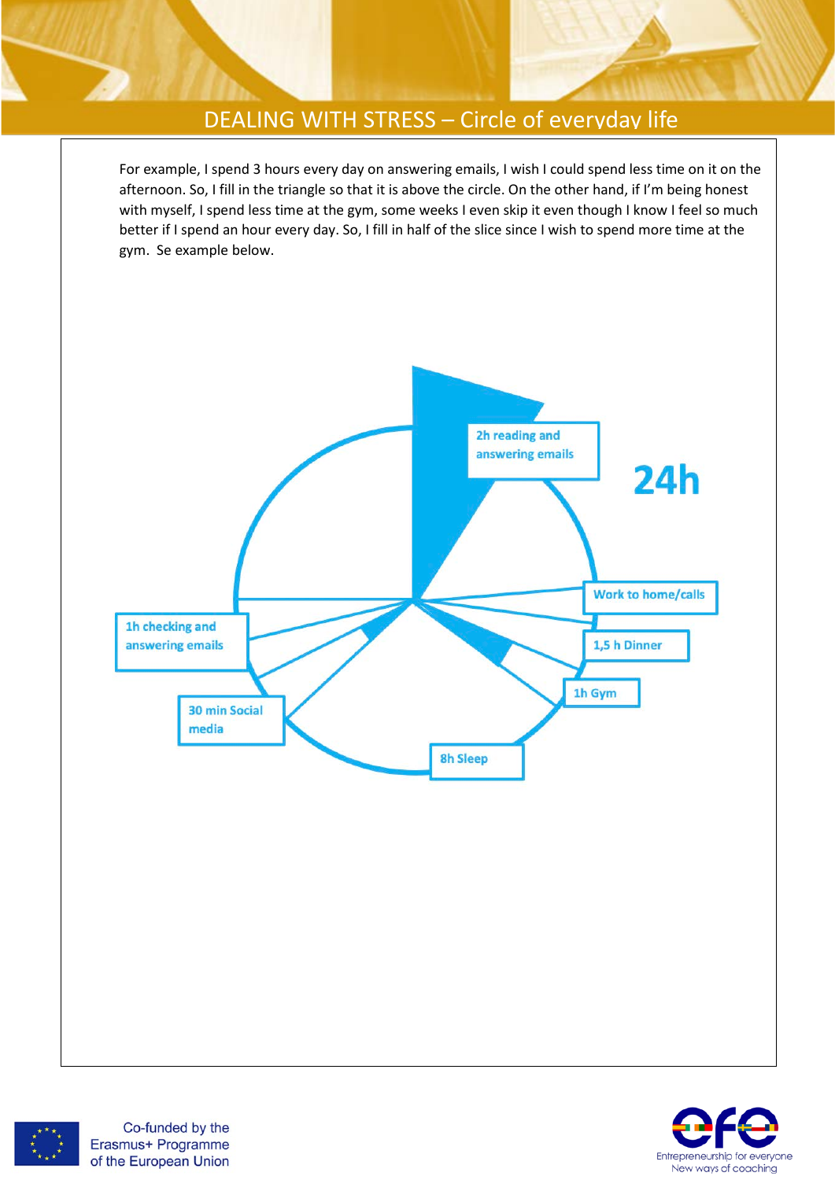## DEALING WITH STRESS – Circle of everyday life

For example, I spend 3 hours every day on answering emails, I wish I could spend less time on it on the afternoon. So, I fill in the triangle so that it is above the circle. On the other hand, if I'm being honest with myself, I spend less time at the gym, some weeks I even skip it even though I know I feel so much better if I spend an hour every day. So, I fill in half of the slice since I wish to spend more time at the gym. Se example below.

24h

2h reading and answering emails

Work to home/calls

1,5 h Dinner

1h Gym

8h Sleep

30 min Social media

1h checking and answering emails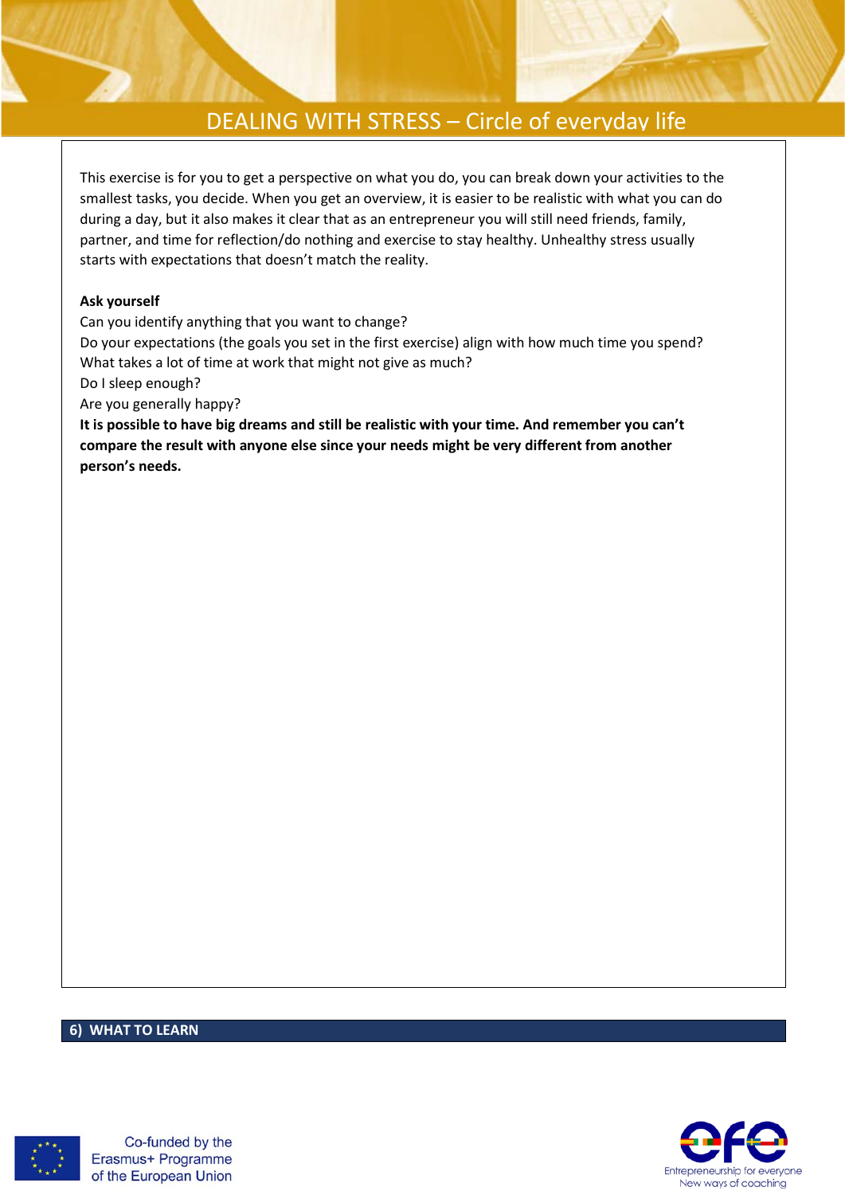# DEALING WITH STRESS – Circle of everyday life

This exercise is for you to get a perspective on what you do, you can break down your activities to the smallest tasks, you decide. When you get an overview, it is easier to be realistic with what you can do during a day, but it also makes it clear that as an entrepreneur you will still need friends, family, partner, and time for reflection/do nothing and exercise to stay healthy. Unhealthy stress usually starts with expectations that doesn't match the reality.

**Ask yourself**
Can you identify anything that you want to change?
Do your expectations (the goals you set in the first exercise) align with how much time you spend?
What takes a lot of time at work that might not give as much?
Do I sleep enough?
Are you generally happy?
**It is possible to have big dreams and still be realistic with your time. And remember you can't compare the result with anyone else since your needs might be very different from another person's needs.**

## 6) WHAT TO LEARN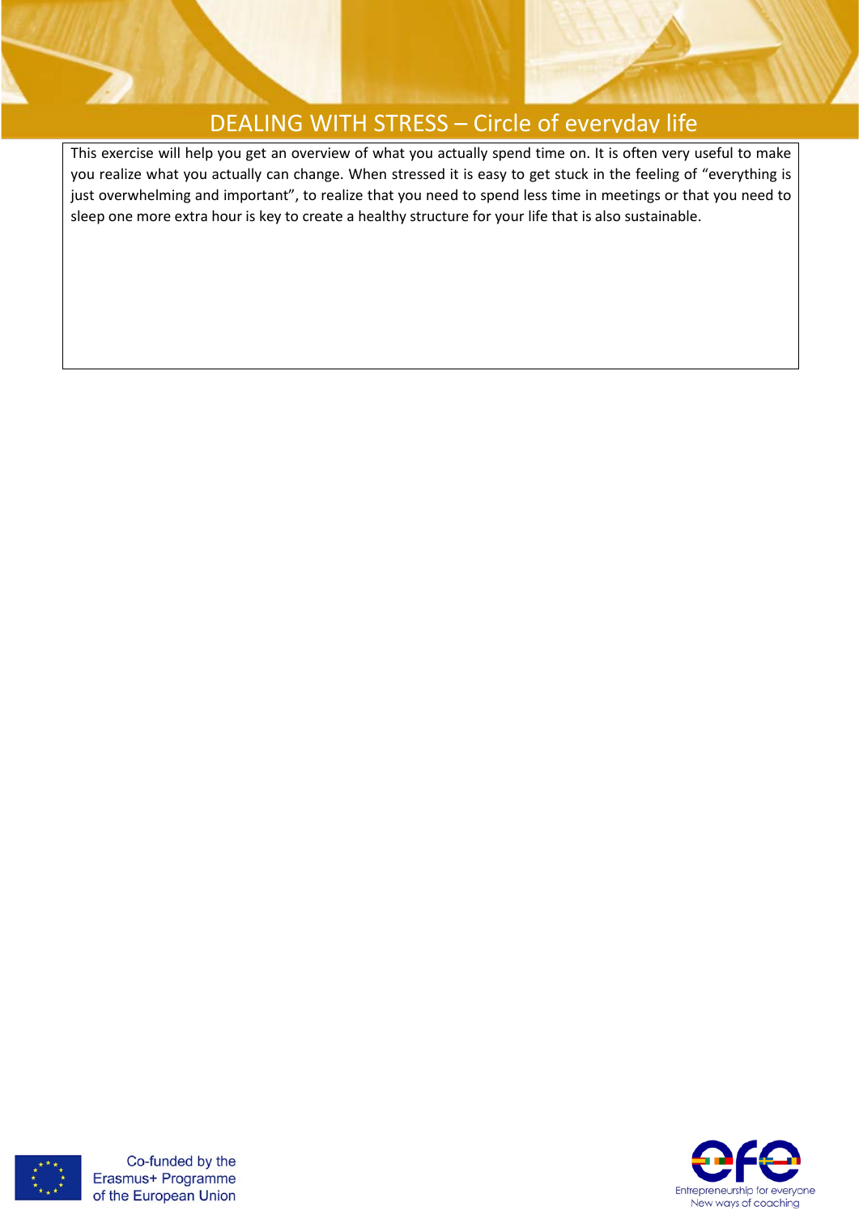# DEALING WITH STRESS – Circle of everyday life

This exercise will help you get an overview of what you actually spend time on. It is often very useful to make you realize what you actually can change. When stressed it is easy to get stuck in the feeling of "everything is just overwhelming and important", to realize that you need to spend less time in meetings or that you need to sleep one more extra hour is key to create a healthy structure for your life that is also sustainable.